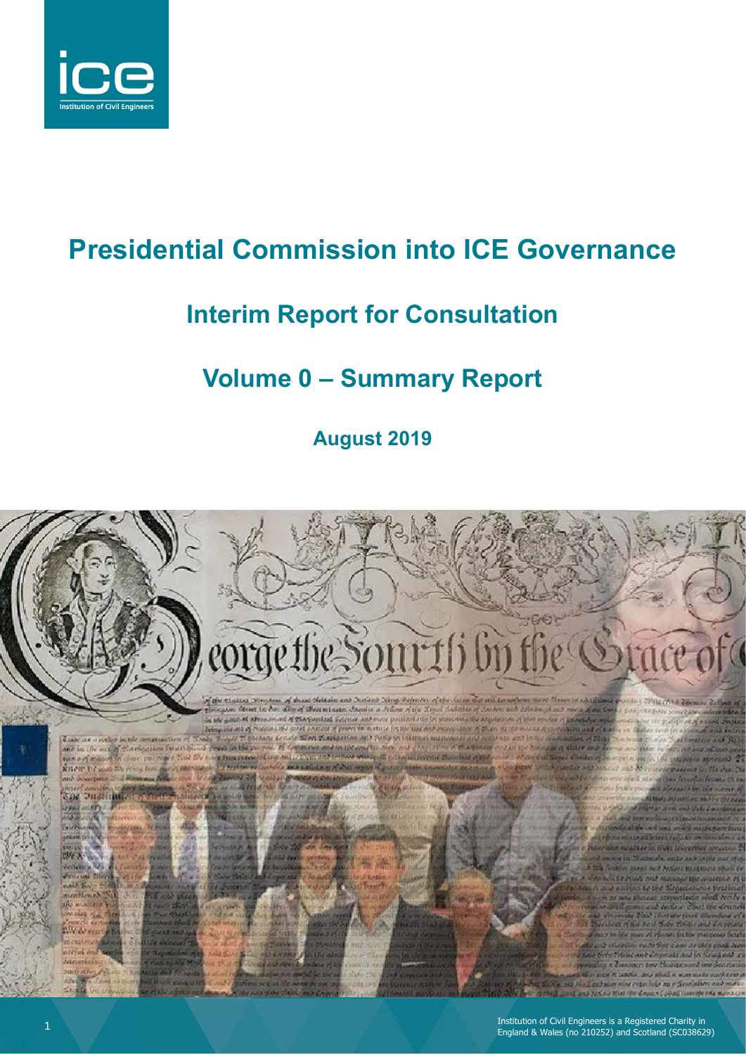# Presidential Commission into ICE Governance

## Interim Report for Consultation

## Volume 0 – Summary Report

**August 2019**

Institution of Civil Engineers is a Registered Charity in England & Wales (no 210252) and Scotland (SC038629)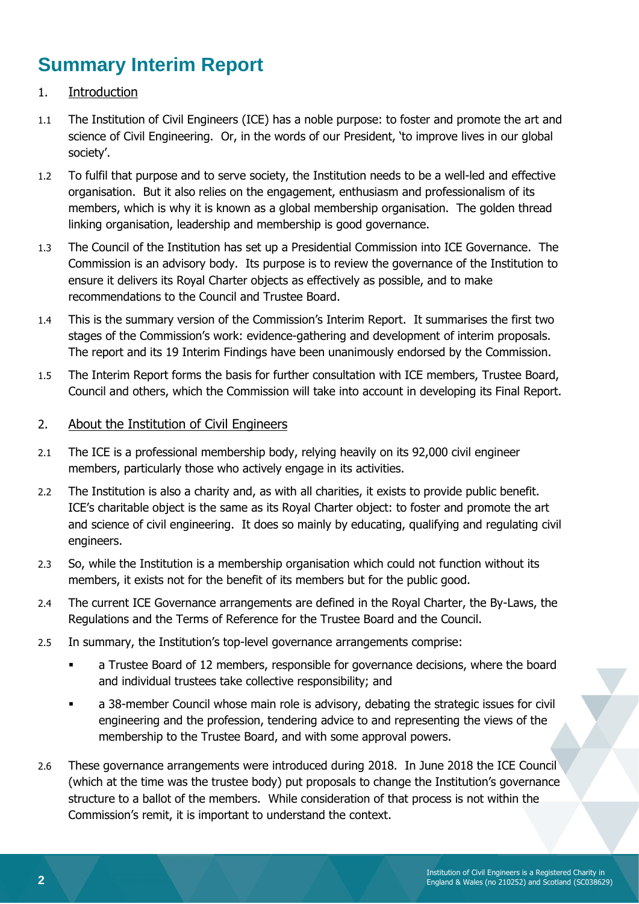# Summary Interim Report

## 1. Introduction

1.1 The Institution of Civil Engineers (ICE) has a noble purpose: to foster and promote the art and science of Civil Engineering. Or, in the words of our President, 'to improve lives in our global society'.

1.2 To fulfil that purpose and to serve society, the Institution needs to be a well-led and effective organisation. But it also relies on the engagement, enthusiasm and professionalism of its members, which is why it is known as a global membership organisation. The golden thread linking organisation, leadership and membership is good governance.

1.3 The Council of the Institution has set up a Presidential Commission into ICE Governance. The Commission is an advisory body. Its purpose is to review the governance of the Institution to ensure it delivers its Royal Charter objects as effectively as possible, and to make recommendations to the Council and Trustee Board.

1.4 This is the summary version of the Commission's Interim Report. It summarises the first two stages of the Commission's work: evidence-gathering and development of interim proposals. The report and its 19 Interim Findings have been unanimously endorsed by the Commission.

1.5 The Interim Report forms the basis for further consultation with ICE members, Trustee Board, Council and others, which the Commission will take into account in developing its Final Report.

## 2. About the Institution of Civil Engineers

2.1 The ICE is a professional membership body, relying heavily on its 92,000 civil engineer members, particularly those who actively engage in its activities.

2.2 The Institution is also a charity and, as with all charities, it exists to provide public benefit. ICE's charitable object is the same as its Royal Charter object: to foster and promote the art and science of civil engineering. It does so mainly by educating, qualifying and regulating civil engineers.

2.3 So, while the Institution is a membership organisation which could not function without its members, it exists not for the benefit of its members but for the public good.

2.4 The current ICE Governance arrangements are defined in the Royal Charter, the By-Laws, the Regulations and the Terms of Reference for the Trustee Board and the Council.

2.5 In summary, the Institution's top-level governance arrangements comprise:

- a Trustee Board of 12 members, responsible for governance decisions, where the board and individual trustees take collective responsibility; and
- a 38-member Council whose main role is advisory, debating the strategic issues for civil engineering and the profession, tendering advice to and representing the views of the membership to the Trustee Board, and with some approval powers.

2.6 These governance arrangements were introduced during 2018. In June 2018 the ICE Council (which at the time was the trustee body) put proposals to change the Institution's governance structure to a ballot of the members. While consideration of that process is not within the Commission's remit, it is important to understand the context.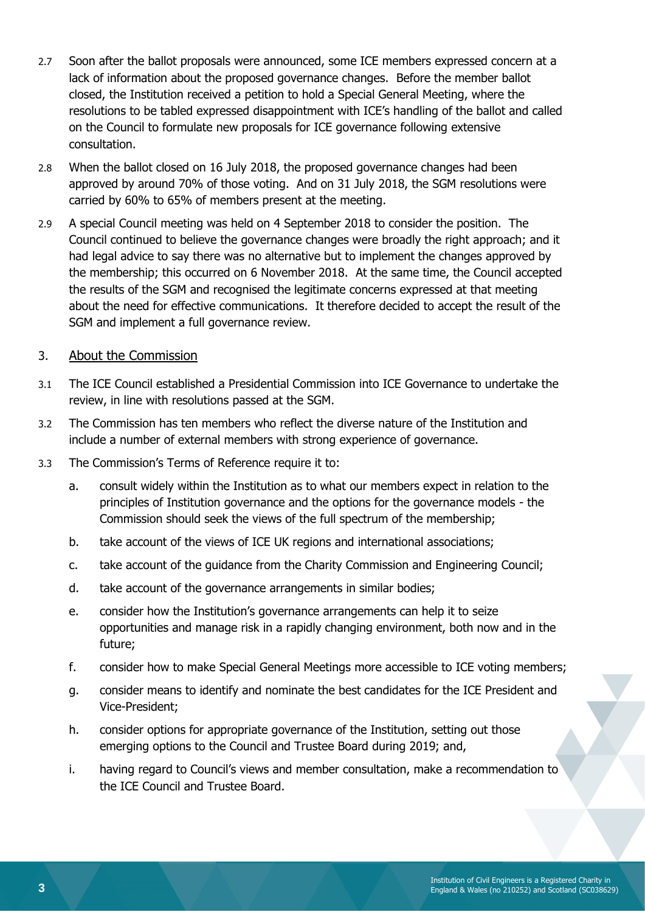2.7 Soon after the ballot proposals were announced, some ICE members expressed concern at a lack of information about the proposed governance changes. Before the member ballot closed, the Institution received a petition to hold a Special General Meeting, where the resolutions to be tabled expressed disappointment with ICE's handling of the ballot and called on the Council to formulate new proposals for ICE governance following extensive consultation.

2.8 When the ballot closed on 16 July 2018, the proposed governance changes had been approved by around 70% of those voting. And on 31 July 2018, the SGM resolutions were carried by 60% to 65% of members present at the meeting.

2.9 A special Council meeting was held on 4 September 2018 to consider the position. The Council continued to believe the governance changes were broadly the right approach; and it had legal advice to say there was no alternative but to implement the changes approved by the membership; this occurred on 6 November 2018. At the same time, the Council accepted the results of the SGM and recognised the legitimate concerns expressed at that meeting about the need for effective communications. It therefore decided to accept the result of the SGM and implement a full governance review.

## 3. <u>About the Commission</u>

3.1 The ICE Council established a Presidential Commission into ICE Governance to undertake the review, in line with resolutions passed at the SGM.

3.2 The Commission has ten members who reflect the diverse nature of the Institution and include a number of external members with strong experience of governance.

3.3 The Commission's Terms of Reference require it to:

a. consult widely within the Institution as to what our members expect in relation to the principles of Institution governance and the options for the governance models - the Commission should seek the views of the full spectrum of the membership;

b. take account of the views of ICE UK regions and international associations;

c. take account of the guidance from the Charity Commission and Engineering Council;

d. take account of the governance arrangements in similar bodies;

e. consider how the Institution's governance arrangements can help it to seize opportunities and manage risk in a rapidly changing environment, both now and in the future;

f. consider how to make Special General Meetings more accessible to ICE voting members;

g. consider means to identify and nominate the best candidates for the ICE President and Vice-President;

h. consider options for appropriate governance of the Institution, setting out those emerging options to the Council and Trustee Board during 2019; and,

i. having regard to Council's views and member consultation, make a recommendation to the ICE Council and Trustee Board.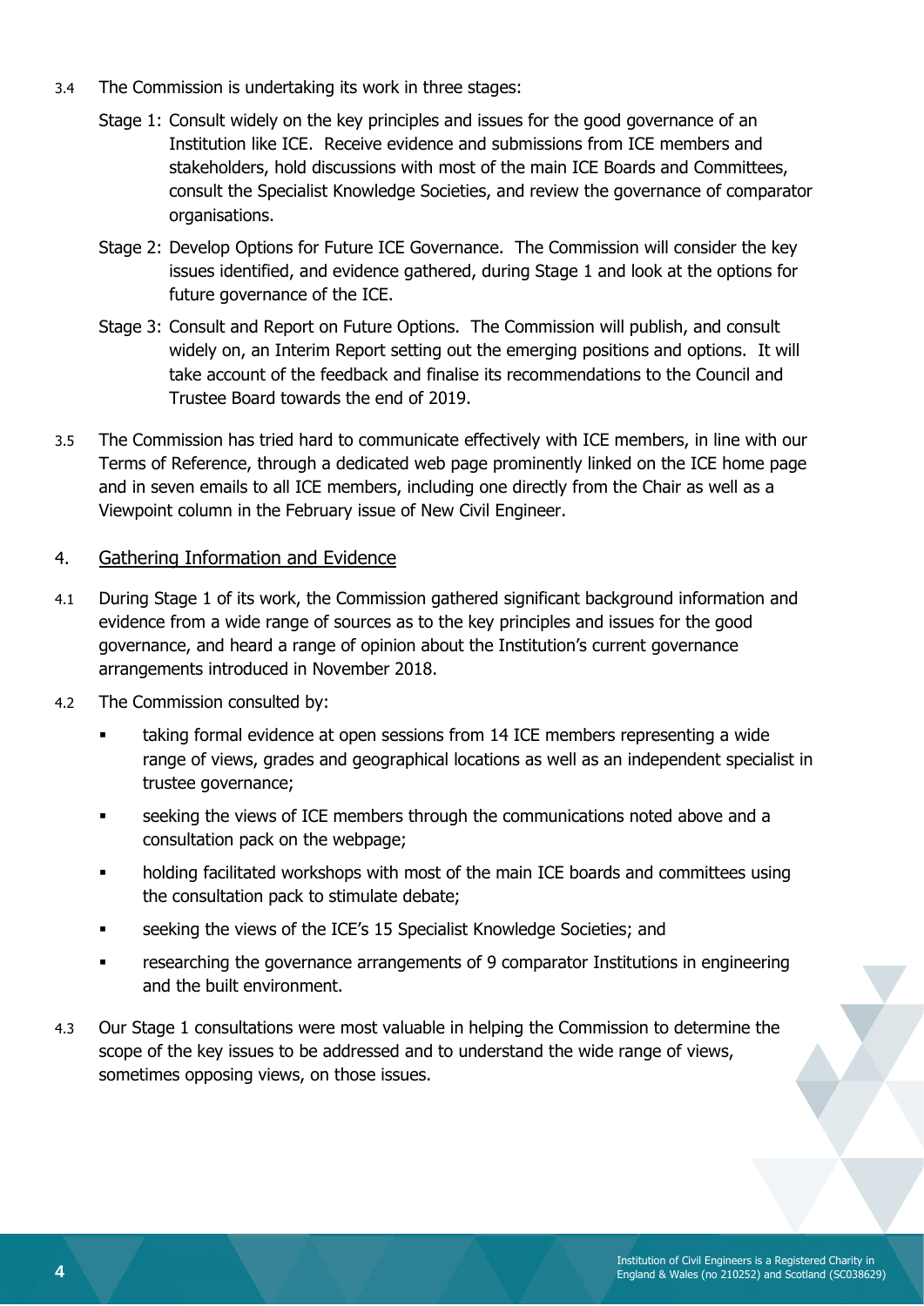3.4 The Commission is undertaking its work in three stages:

Stage 1: Consult widely on the key principles and issues for the good governance of an Institution like ICE. Receive evidence and submissions from ICE members and stakeholders, hold discussions with most of the main ICE Boards and Committees, consult the Specialist Knowledge Societies, and review the governance of comparator organisations.

Stage 2: Develop Options for Future ICE Governance. The Commission will consider the key issues identified, and evidence gathered, during Stage 1 and look at the options for future governance of the ICE.

Stage 3: Consult and Report on Future Options. The Commission will publish, and consult widely on, an Interim Report setting out the emerging positions and options. It will take account of the feedback and finalise its recommendations to the Council and Trustee Board towards the end of 2019.

3.5 The Commission has tried hard to communicate effectively with ICE members, in line with our Terms of Reference, through a dedicated web page prominently linked on the ICE home page and in seven emails to all ICE members, including one directly from the Chair as well as a Viewpoint column in the February issue of New Civil Engineer.

## 4. Gathering Information and Evidence

4.1 During Stage 1 of its work, the Commission gathered significant background information and evidence from a wide range of sources as to the key principles and issues for the good governance, and heard a range of opinion about the Institution's current governance arrangements introduced in November 2018.

4.2 The Commission consulted by:

- taking formal evidence at open sessions from 14 ICE members representing a wide range of views, grades and geographical locations as well as an independent specialist in trustee governance;
- seeking the views of ICE members through the communications noted above and a consultation pack on the webpage;
- holding facilitated workshops with most of the main ICE boards and committees using the consultation pack to stimulate debate;
- seeking the views of the ICE's 15 Specialist Knowledge Societies; and
- researching the governance arrangements of 9 comparator Institutions in engineering and the built environment.

4.3 Our Stage 1 consultations were most valuable in helping the Commission to determine the scope of the key issues to be addressed and to understand the wide range of views, sometimes opposing views, on those issues.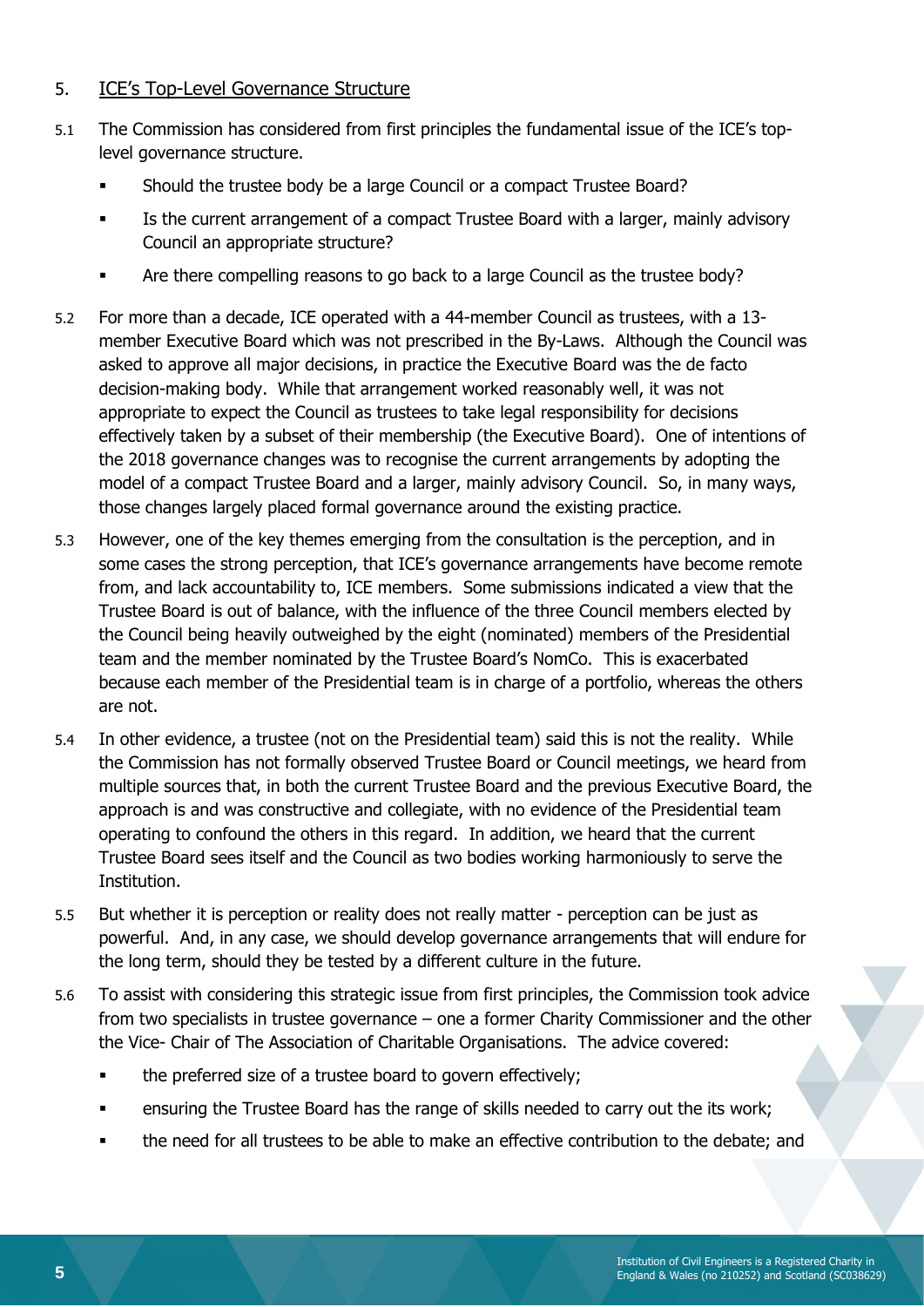## 5. ICE's Top-Level Governance Structure

5.1 The Commission has considered from first principles the fundamental issue of the ICE's top-level governance structure.

- Should the trustee body be a large Council or a compact Trustee Board?
- Is the current arrangement of a compact Trustee Board with a larger, mainly advisory Council an appropriate structure?
- Are there compelling reasons to go back to a large Council as the trustee body?

5.2 For more than a decade, ICE operated with a 44-member Council as trustees, with a 13-member Executive Board which was not prescribed in the By-Laws. Although the Council was asked to approve all major decisions, in practice the Executive Board was the de facto decision-making body. While that arrangement worked reasonably well, it was not appropriate to expect the Council as trustees to take legal responsibility for decisions effectively taken by a subset of their membership (the Executive Board). One of intentions of the 2018 governance changes was to recognise the current arrangements by adopting the model of a compact Trustee Board and a larger, mainly advisory Council. So, in many ways, those changes largely placed formal governance around the existing practice.

5.3 However, one of the key themes emerging from the consultation is the perception, and in some cases the strong perception, that ICE's governance arrangements have become remote from, and lack accountability to, ICE members. Some submissions indicated a view that the Trustee Board is out of balance, with the influence of the three Council members elected by the Council being heavily outweighed by the eight (nominated) members of the Presidential team and the member nominated by the Trustee Board's NomCo. This is exacerbated because each member of the Presidential team is in charge of a portfolio, whereas the others are not.

5.4 In other evidence, a trustee (not on the Presidential team) said this is not the reality. While the Commission has not formally observed Trustee Board or Council meetings, we heard from multiple sources that, in both the current Trustee Board and the previous Executive Board, the approach is and was constructive and collegiate, with no evidence of the Presidential team operating to confound the others in this regard. In addition, we heard that the current Trustee Board sees itself and the Council as two bodies working harmoniously to serve the Institution.

5.5 But whether it is perception or reality does not really matter - perception can be just as powerful. And, in any case, we should develop governance arrangements that will endure for the long term, should they be tested by a different culture in the future.

5.6 To assist with considering this strategic issue from first principles, the Commission took advice from two specialists in trustee governance – one a former Charity Commissioner and the other the Vice- Chair of The Association of Charitable Organisations. The advice covered:

- the preferred size of a trustee board to govern effectively;
- ensuring the Trustee Board has the range of skills needed to carry out the its work;
- the need for all trustees to be able to make an effective contribution to the debate; and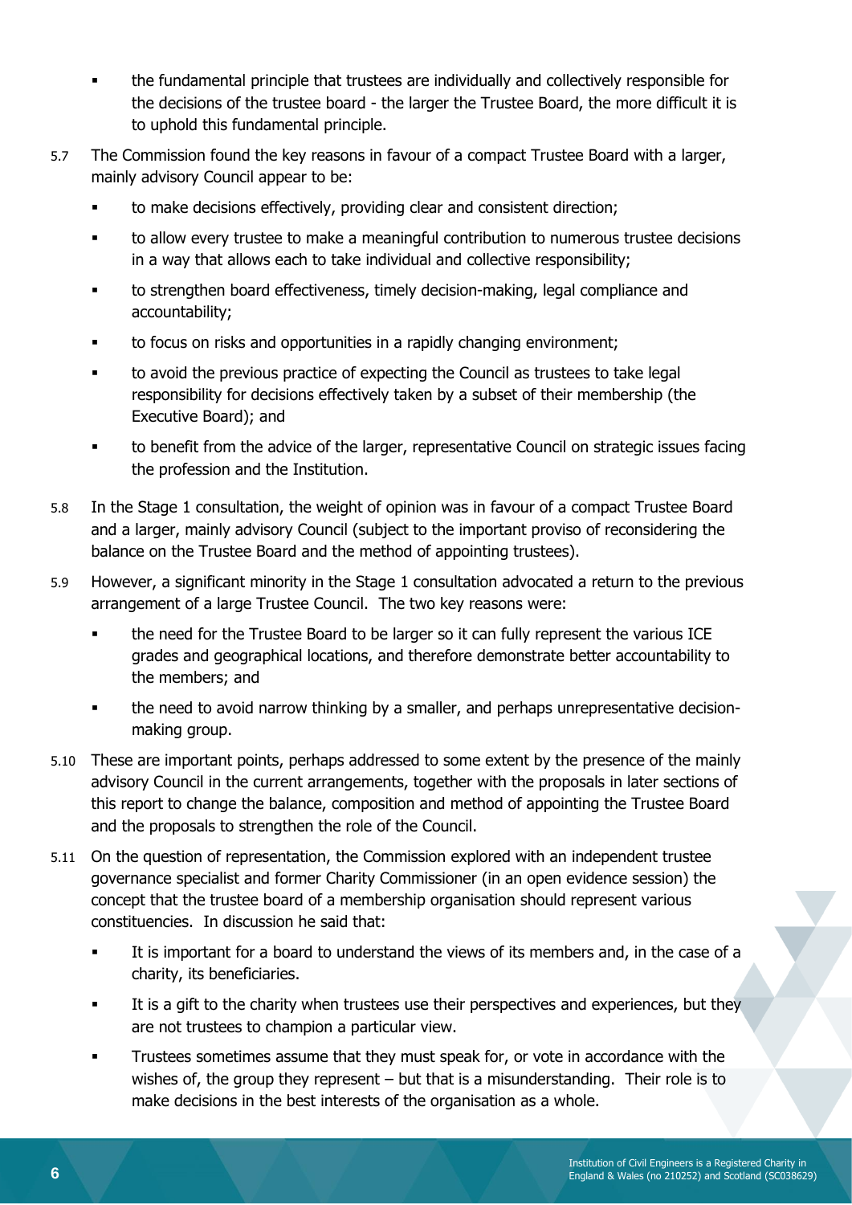- the fundamental principle that trustees are individually and collectively responsible for the decisions of the trustee board - the larger the Trustee Board, the more difficult it is to uphold this fundamental principle.

5.7 The Commission found the key reasons in favour of a compact Trustee Board with a larger, mainly advisory Council appear to be:

- to make decisions effectively, providing clear and consistent direction;
- to allow every trustee to make a meaningful contribution to numerous trustee decisions in a way that allows each to take individual and collective responsibility;
- to strengthen board effectiveness, timely decision-making, legal compliance and accountability;
- to focus on risks and opportunities in a rapidly changing environment;
- to avoid the previous practice of expecting the Council as trustees to take legal responsibility for decisions effectively taken by a subset of their membership (the Executive Board); and
- to benefit from the advice of the larger, representative Council on strategic issues facing the profession and the Institution.

5.8 In the Stage 1 consultation, the weight of opinion was in favour of a compact Trustee Board and a larger, mainly advisory Council (subject to the important proviso of reconsidering the balance on the Trustee Board and the method of appointing trustees).

5.9 However, a significant minority in the Stage 1 consultation advocated a return to the previous arrangement of a large Trustee Council. The two key reasons were:

- the need for the Trustee Board to be larger so it can fully represent the various ICE grades and geographical locations, and therefore demonstrate better accountability to the members; and
- the need to avoid narrow thinking by a smaller, and perhaps unrepresentative decision-making group.

5.10 These are important points, perhaps addressed to some extent by the presence of the mainly advisory Council in the current arrangements, together with the proposals in later sections of this report to change the balance, composition and method of appointing the Trustee Board and the proposals to strengthen the role of the Council.

5.11 On the question of representation, the Commission explored with an independent trustee governance specialist and former Charity Commissioner (in an open evidence session) the concept that the trustee board of a membership organisation should represent various constituencies. In discussion he said that:

- It is important for a board to understand the views of its members and, in the case of a charity, its beneficiaries.
- It is a gift to the charity when trustees use their perspectives and experiences, but they are not trustees to champion a particular view.
- Trustees sometimes assume that they must speak for, or vote in accordance with the wishes of, the group they represent – but that is a misunderstanding. Their role is to make decisions in the best interests of the organisation as a whole.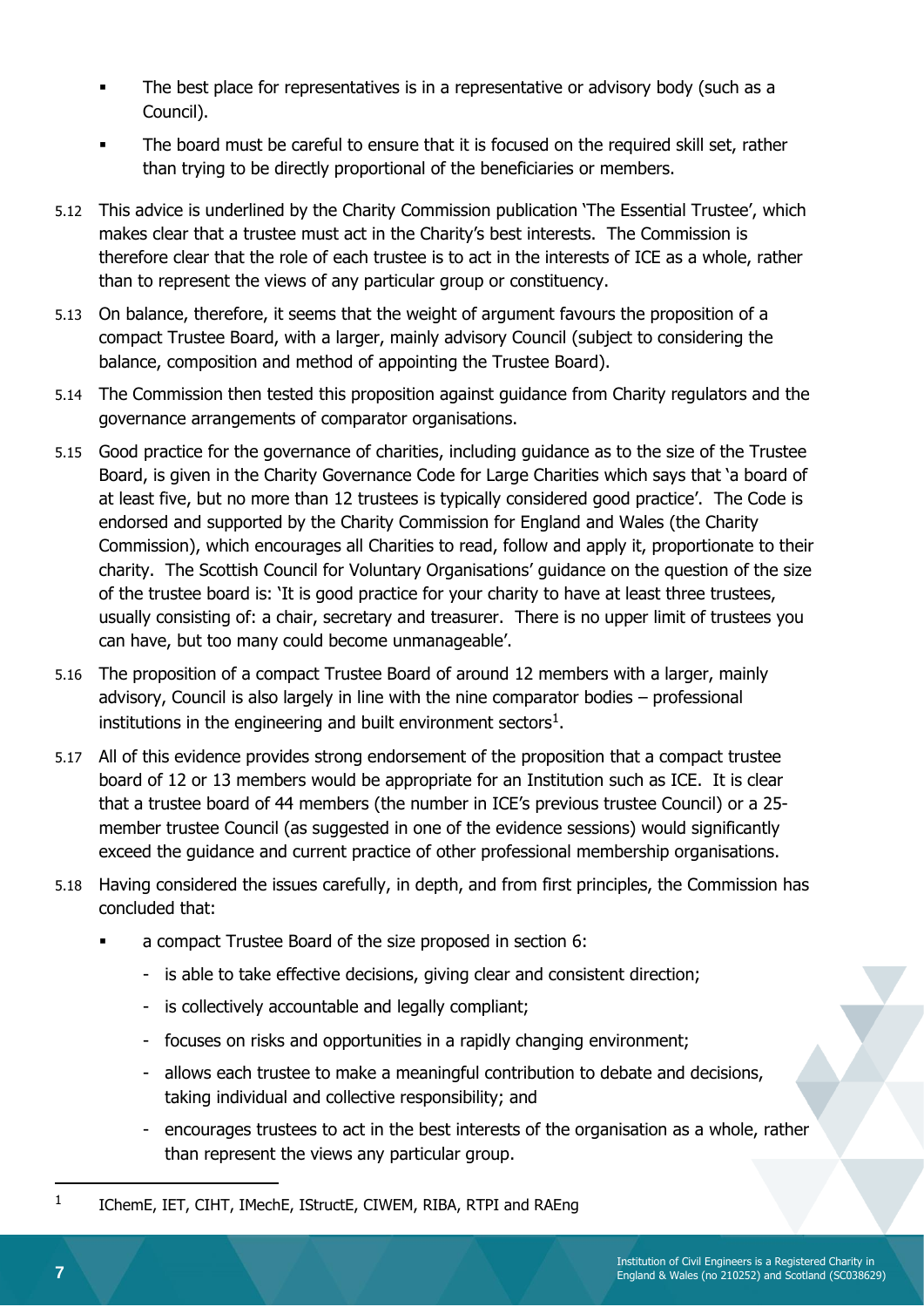- The best place for representatives is in a representative or advisory body (such as a Council).
- The board must be careful to ensure that it is focused on the required skill set, rather than trying to be directly proportional of the beneficiaries or members.

5.12 This advice is underlined by the Charity Commission publication 'The Essential Trustee', which makes clear that a trustee must act in the Charity's best interests. The Commission is therefore clear that the role of each trustee is to act in the interests of ICE as a whole, rather than to represent the views of any particular group or constituency.

5.13 On balance, therefore, it seems that the weight of argument favours the proposition of a compact Trustee Board, with a larger, mainly advisory Council (subject to considering the balance, composition and method of appointing the Trustee Board).

5.14 The Commission then tested this proposition against guidance from Charity regulators and the governance arrangements of comparator organisations.

5.15 Good practice for the governance of charities, including guidance as to the size of the Trustee Board, is given in the Charity Governance Code for Large Charities which says that 'a board of at least five, but no more than 12 trustees is typically considered good practice'. The Code is endorsed and supported by the Charity Commission for England and Wales (the Charity Commission), which encourages all Charities to read, follow and apply it, proportionate to their charity. The Scottish Council for Voluntary Organisations' guidance on the question of the size of the trustee board is: 'It is good practice for your charity to have at least three trustees, usually consisting of: a chair, secretary and treasurer. There is no upper limit of trustees you can have, but too many could become unmanageable'.

5.16 The proposition of a compact Trustee Board of around 12 members with a larger, mainly advisory, Council is also largely in line with the nine comparator bodies – professional institutions in the engineering and built environment sectors[1].

5.17 All of this evidence provides strong endorsement of the proposition that a compact trustee board of 12 or 13 members would be appropriate for an Institution such as ICE. It is clear that a trustee board of 44 members (the number in ICE's previous trustee Council) or a 25-member trustee Council (as suggested in one of the evidence sessions) would significantly exceed the guidance and current practice of other professional membership organisations.

5.18 Having considered the issues carefully, in depth, and from first principles, the Commission has concluded that:

- a compact Trustee Board of the size proposed in section 6:
  - is able to take effective decisions, giving clear and consistent direction;
  - is collectively accountable and legally compliant;
  - focuses on risks and opportunities in a rapidly changing environment;
  - allows each trustee to make a meaningful contribution to debate and decisions, taking individual and collective responsibility; and
  - encourages trustees to act in the best interests of the organisation as a whole, rather than represent the views any particular group.

[1] IChemE, IET, CIHT, IMechE, IStructE, CIWEM, RIBA, RTPI and RAEng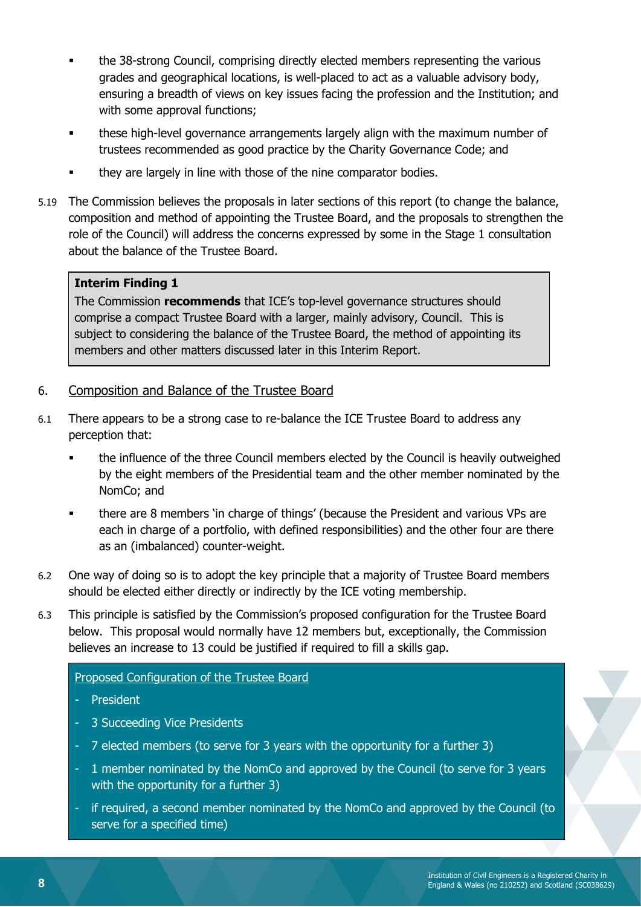- the 38-strong Council, comprising directly elected members representing the various grades and geographical locations, is well-placed to act as a valuable advisory body, ensuring a breadth of views on key issues facing the profession and the Institution; and with some approval functions;
- these high-level governance arrangements largely align with the maximum number of trustees recommended as good practice by the Charity Governance Code; and
- they are largely in line with those of the nine comparator bodies.

5.19 The Commission believes the proposals in later sections of this report (to change the balance, composition and method of appointing the Trustee Board, and the proposals to strengthen the role of the Council) will address the concerns expressed by some in the Stage 1 consultation about the balance of the Trustee Board.

> **Interim Finding 1**
>
> The Commission **recommends** that ICE's top-level governance structures should comprise a compact Trustee Board with a larger, mainly advisory, Council. This is subject to considering the balance of the Trustee Board, the method of appointing its members and other matters discussed later in this Interim Report.

## 6. Composition and Balance of the Trustee Board

6.1 There appears to be a strong case to re-balance the ICE Trustee Board to address any perception that:

- the influence of the three Council members elected by the Council is heavily outweighed by the eight members of the Presidential team and the other member nominated by the NomCo; and
- there are 8 members 'in charge of things' (because the President and various VPs are each in charge of a portfolio, with defined responsibilities) and the other four are there as an (imbalanced) counter-weight.

6.2 One way of doing so is to adopt the key principle that a majority of Trustee Board members should be elected either directly or indirectly by the ICE voting membership.

6.3 This principle is satisfied by the Commission's proposed configuration for the Trustee Board below. This proposal would normally have 12 members but, exceptionally, the Commission believes an increase to 13 could be justified if required to fill a skills gap.

> Proposed Configuration of the Trustee Board
>
> - President
> - 3 Succeeding Vice Presidents
> - 7 elected members (to serve for 3 years with the opportunity for a further 3)
> - 1 member nominated by the NomCo and approved by the Council (to serve for 3 years with the opportunity for a further 3)
> - if required, a second member nominated by the NomCo and approved by the Council (to serve for a specified time)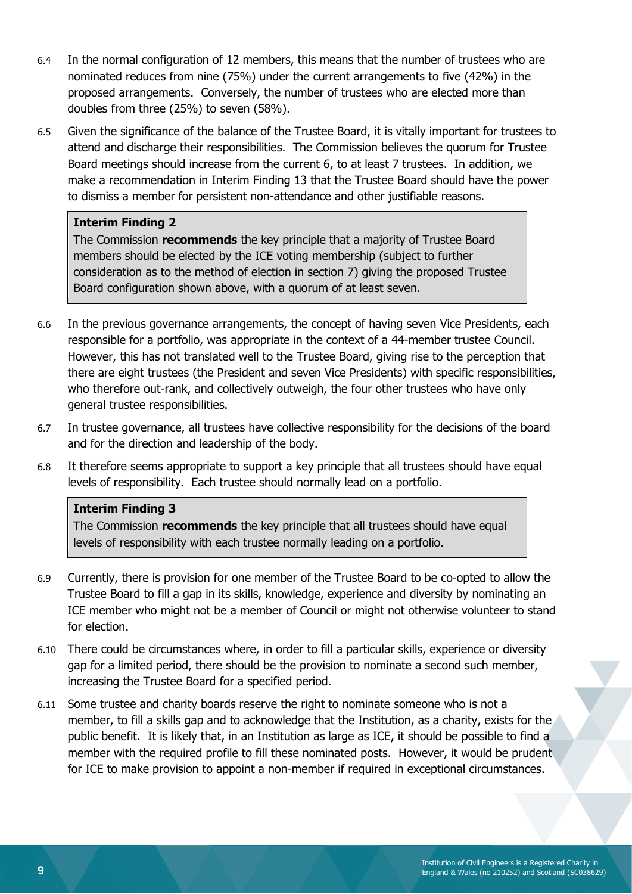6.4 In the normal configuration of 12 members, this means that the number of trustees who are nominated reduces from nine (75%) under the current arrangements to five (42%) in the proposed arrangements. Conversely, the number of trustees who are elected more than doubles from three (25%) to seven (58%).

6.5 Given the significance of the balance of the Trustee Board, it is vitally important for trustees to attend and discharge their responsibilities. The Commission believes the quorum for Trustee Board meetings should increase from the current 6, to at least 7 trustees. In addition, we make a recommendation in Interim Finding 13 that the Trustee Board should have the power to dismiss a member for persistent non-attendance and other justifiable reasons.

> **Interim Finding 2**
> The Commission **recommends** the key principle that a majority of Trustee Board members should be elected by the ICE voting membership (subject to further consideration as to the method of election in section 7) giving the proposed Trustee Board configuration shown above, with a quorum of at least seven.

6.6 In the previous governance arrangements, the concept of having seven Vice Presidents, each responsible for a portfolio, was appropriate in the context of a 44-member trustee Council. However, this has not translated well to the Trustee Board, giving rise to the perception that there are eight trustees (the President and seven Vice Presidents) with specific responsibilities, who therefore out-rank, and collectively outweigh, the four other trustees who have only general trustee responsibilities.

6.7 In trustee governance, all trustees have collective responsibility for the decisions of the board and for the direction and leadership of the body.

6.8 It therefore seems appropriate to support a key principle that all trustees should have equal levels of responsibility. Each trustee should normally lead on a portfolio.

> **Interim Finding 3**
> The Commission **recommends** the key principle that all trustees should have equal levels of responsibility with each trustee normally leading on a portfolio.

6.9 Currently, there is provision for one member of the Trustee Board to be co-opted to allow the Trustee Board to fill a gap in its skills, knowledge, experience and diversity by nominating an ICE member who might not be a member of Council or might not otherwise volunteer to stand for election.

6.10 There could be circumstances where, in order to fill a particular skills, experience or diversity gap for a limited period, there should be the provision to nominate a second such member, increasing the Trustee Board for a specified period.

6.11 Some trustee and charity boards reserve the right to nominate someone who is not a member, to fill a skills gap and to acknowledge that the Institution, as a charity, exists for the public benefit. It is likely that, in an Institution as large as ICE, it should be possible to find a member with the required profile to fill these nominated posts. However, it would be prudent for ICE to make provision to appoint a non-member if required in exceptional circumstances.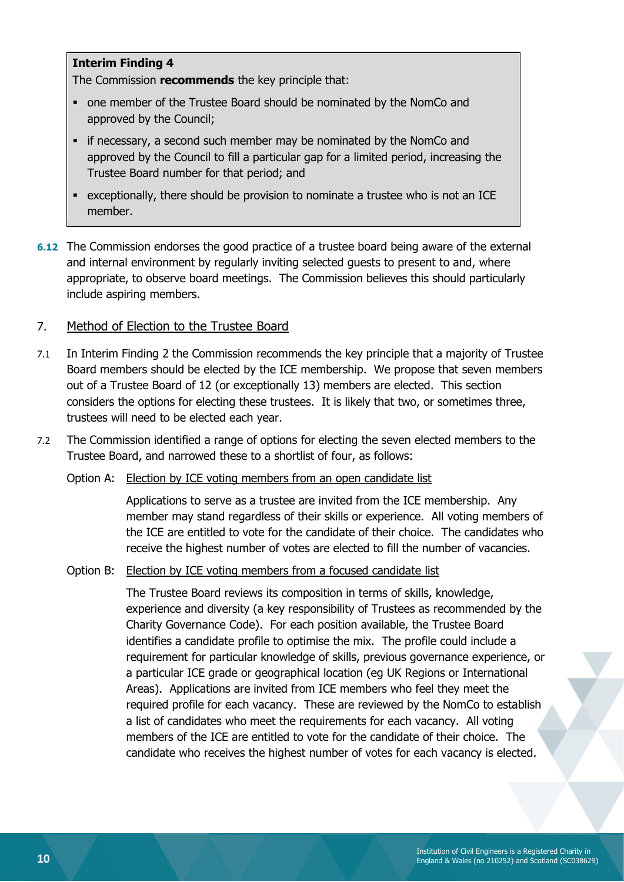**Interim Finding 4**

The Commission **recommends** the key principle that:

- one member of the Trustee Board should be nominated by the NomCo and approved by the Council;
- if necessary, a second such member may be nominated by the NomCo and approved by the Council to fill a particular gap for a limited period, increasing the Trustee Board number for that period; and
- exceptionally, there should be provision to nominate a trustee who is not an ICE member.

**6.12** The Commission endorses the good practice of a trustee board being aware of the external and internal environment by regularly inviting selected guests to present to and, where appropriate, to observe board meetings. The Commission believes this should particularly include aspiring members.

## 7. Method of Election to the Trustee Board

7.1 In Interim Finding 2 the Commission recommends the key principle that a majority of Trustee Board members should be elected by the ICE membership. We propose that seven members out of a Trustee Board of 12 (or exceptionally 13) members are elected. This section considers the options for electing these trustees. It is likely that two, or sometimes three, trustees will need to be elected each year.

7.2 The Commission identified a range of options for electing the seven elected members to the Trustee Board, and narrowed these to a shortlist of four, as follows:

Option A: Election by ICE voting members from an open candidate list

Applications to serve as a trustee are invited from the ICE membership. Any member may stand regardless of their skills or experience. All voting members of the ICE are entitled to vote for the candidate of their choice. The candidates who receive the highest number of votes are elected to fill the number of vacancies.

Option B: Election by ICE voting members from a focused candidate list

The Trustee Board reviews its composition in terms of skills, knowledge, experience and diversity (a key responsibility of Trustees as recommended by the Charity Governance Code). For each position available, the Trustee Board identifies a candidate profile to optimise the mix. The profile could include a requirement for particular knowledge of skills, previous governance experience, or a particular ICE grade or geographical location (eg UK Regions or International Areas). Applications are invited from ICE members who feel they meet the required profile for each vacancy. These are reviewed by the NomCo to establish a list of candidates who meet the requirements for each vacancy. All voting members of the ICE are entitled to vote for the candidate of their choice. The candidate who receives the highest number of votes for each vacancy is elected.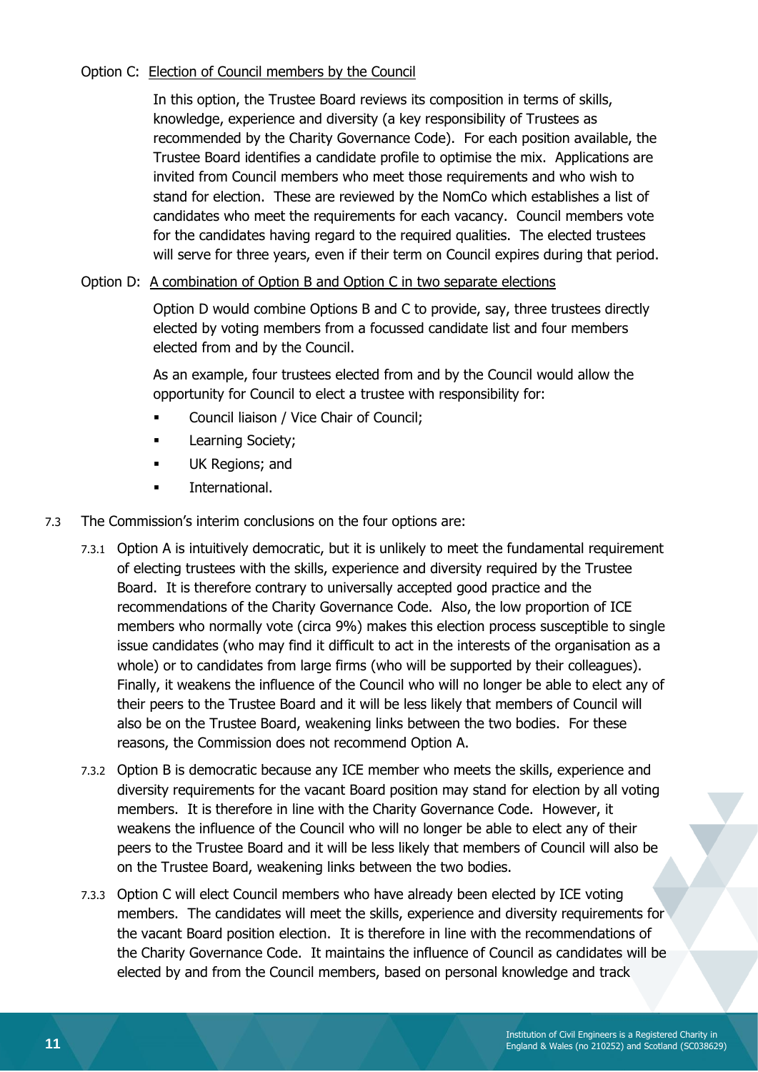Option C: Election of Council members by the Council

In this option, the Trustee Board reviews its composition in terms of skills, knowledge, experience and diversity (a key responsibility of Trustees as recommended by the Charity Governance Code). For each position available, the Trustee Board identifies a candidate profile to optimise the mix. Applications are invited from Council members who meet those requirements and who wish to stand for election. These are reviewed by the NomCo which establishes a list of candidates who meet the requirements for each vacancy. Council members vote for the candidates having regard to the required qualities. The elected trustees will serve for three years, even if their term on Council expires during that period.

Option D: A combination of Option B and Option C in two separate elections

Option D would combine Options B and C to provide, say, three trustees directly elected by voting members from a focussed candidate list and four members elected from and by the Council.

As an example, four trustees elected from and by the Council would allow the opportunity for Council to elect a trustee with responsibility for:

- Council liaison / Vice Chair of Council;
- Learning Society;
- UK Regions; and
- International.

7.3 The Commission's interim conclusions on the four options are:

7.3.1 Option A is intuitively democratic, but it is unlikely to meet the fundamental requirement of electing trustees with the skills, experience and diversity required by the Trustee Board. It is therefore contrary to universally accepted good practice and the recommendations of the Charity Governance Code. Also, the low proportion of ICE members who normally vote (circa 9%) makes this election process susceptible to single issue candidates (who may find it difficult to act in the interests of the organisation as a whole) or to candidates from large firms (who will be supported by their colleagues). Finally, it weakens the influence of the Council who will no longer be able to elect any of their peers to the Trustee Board and it will be less likely that members of Council will also be on the Trustee Board, weakening links between the two bodies. For these reasons, the Commission does not recommend Option A.

7.3.2 Option B is democratic because any ICE member who meets the skills, experience and diversity requirements for the vacant Board position may stand for election by all voting members. It is therefore in line with the Charity Governance Code. However, it weakens the influence of the Council who will no longer be able to elect any of their peers to the Trustee Board and it will be less likely that members of Council will also be on the Trustee Board, weakening links between the two bodies.

7.3.3 Option C will elect Council members who have already been elected by ICE voting members. The candidates will meet the skills, experience and diversity requirements for the vacant Board position election. It is therefore in line with the recommendations of the Charity Governance Code. It maintains the influence of Council as candidates will be elected by and from the Council members, based on personal knowledge and track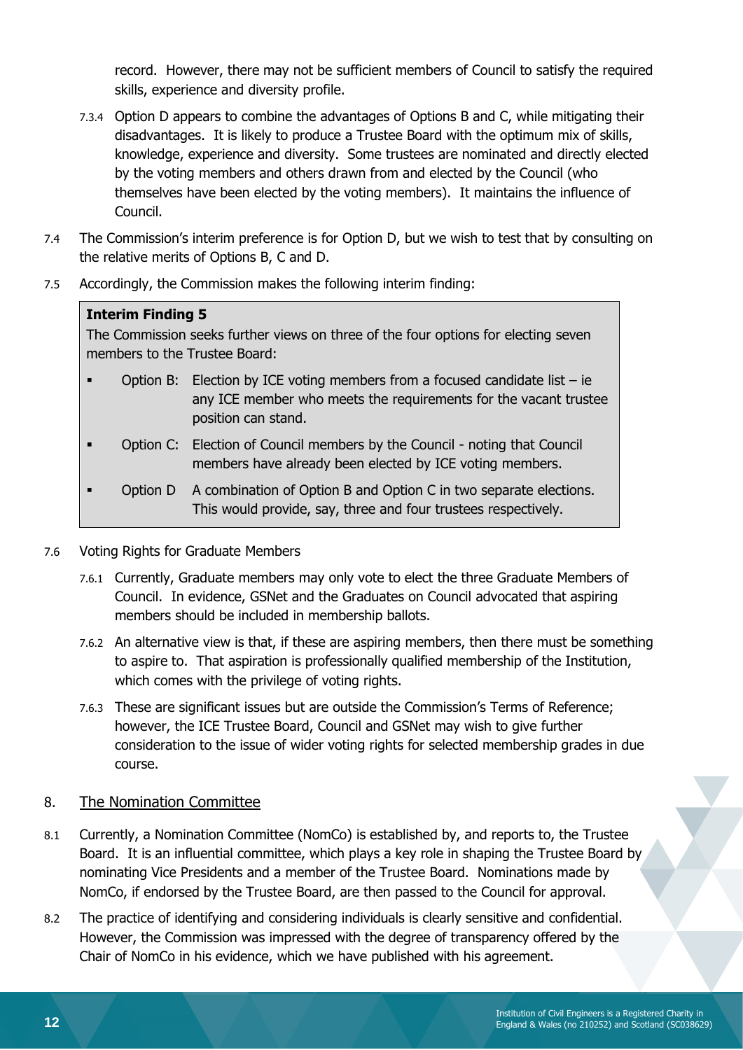record. However, there may not be sufficient members of Council to satisfy the required skills, experience and diversity profile.

7.3.4 Option D appears to combine the advantages of Options B and C, while mitigating their disadvantages. It is likely to produce a Trustee Board with the optimum mix of skills, knowledge, experience and diversity. Some trustees are nominated and directly elected by the voting members and others drawn from and elected by the Council (who themselves have been elected by the voting members). It maintains the influence of Council.

7.4 The Commission's interim preference is for Option D, but we wish to test that by consulting on the relative merits of Options B, C and D.

7.5 Accordingly, the Commission makes the following interim finding:

> **Interim Finding 5**
>
> The Commission seeks further views on three of the four options for electing seven members to the Trustee Board:
>
> - Option B: Election by ICE voting members from a focused candidate list – ie any ICE member who meets the requirements for the vacant trustee position can stand.
> - Option C: Election of Council members by the Council - noting that Council members have already been elected by ICE voting members.
> - Option D A combination of Option B and Option C in two separate elections. This would provide, say, three and four trustees respectively.

7.6 Voting Rights for Graduate Members

7.6.1 Currently, Graduate members may only vote to elect the three Graduate Members of Council. In evidence, GSNet and the Graduates on Council advocated that aspiring members should be included in membership ballots.

7.6.2 An alternative view is that, if these are aspiring members, then there must be something to aspire to. That aspiration is professionally qualified membership of the Institution, which comes with the privilege of voting rights.

7.6.3 These are significant issues but are outside the Commission's Terms of Reference; however, the ICE Trustee Board, Council and GSNet may wish to give further consideration to the issue of wider voting rights for selected membership grades in due course.

## 8. The Nomination Committee

8.1 Currently, a Nomination Committee (NomCo) is established by, and reports to, the Trustee Board. It is an influential committee, which plays a key role in shaping the Trustee Board by nominating Vice Presidents and a member of the Trustee Board. Nominations made by NomCo, if endorsed by the Trustee Board, are then passed to the Council for approval.

8.2 The practice of identifying and considering individuals is clearly sensitive and confidential. However, the Commission was impressed with the degree of transparency offered by the Chair of NomCo in his evidence, which we have published with his agreement.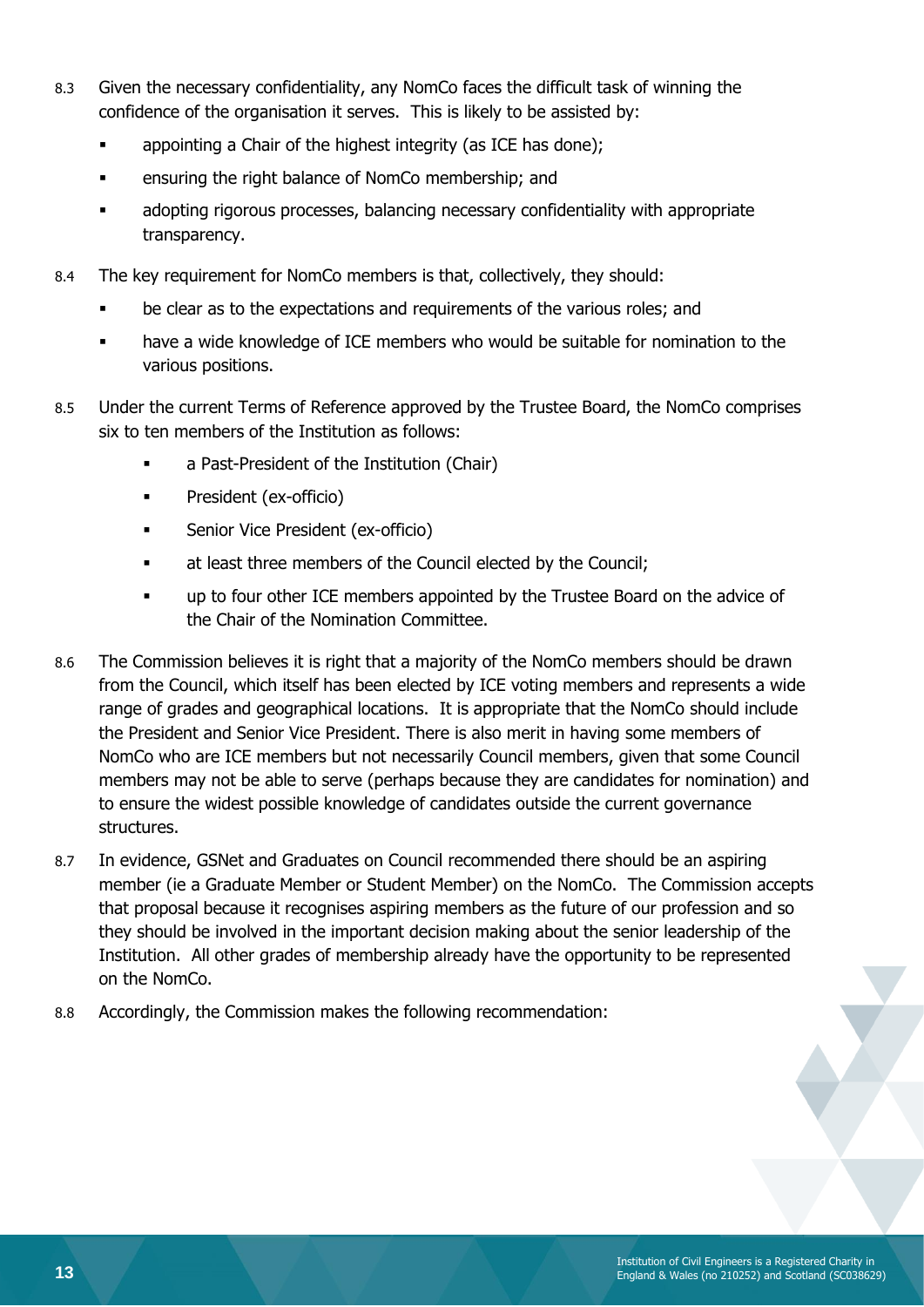8.3 Given the necessary confidentiality, any NomCo faces the difficult task of winning the confidence of the organisation it serves. This is likely to be assisted by:

- appointing a Chair of the highest integrity (as ICE has done);
- ensuring the right balance of NomCo membership; and
- adopting rigorous processes, balancing necessary confidentiality with appropriate transparency.

8.4 The key requirement for NomCo members is that, collectively, they should:

- be clear as to the expectations and requirements of the various roles; and
- have a wide knowledge of ICE members who would be suitable for nomination to the various positions.

8.5 Under the current Terms of Reference approved by the Trustee Board, the NomCo comprises six to ten members of the Institution as follows:

- a Past-President of the Institution (Chair)
- President (ex-officio)
- Senior Vice President (ex-officio)
- at least three members of the Council elected by the Council;
- up to four other ICE members appointed by the Trustee Board on the advice of the Chair of the Nomination Committee.

8.6 The Commission believes it is right that a majority of the NomCo members should be drawn from the Council, which itself has been elected by ICE voting members and represents a wide range of grades and geographical locations. It is appropriate that the NomCo should include the President and Senior Vice President. There is also merit in having some members of NomCo who are ICE members but not necessarily Council members, given that some Council members may not be able to serve (perhaps because they are candidates for nomination) and to ensure the widest possible knowledge of candidates outside the current governance structures.

8.7 In evidence, GSNet and Graduates on Council recommended there should be an aspiring member (ie a Graduate Member or Student Member) on the NomCo. The Commission accepts that proposal because it recognises aspiring members as the future of our profession and so they should be involved in the important decision making about the senior leadership of the Institution. All other grades of membership already have the opportunity to be represented on the NomCo.

8.8 Accordingly, the Commission makes the following recommendation: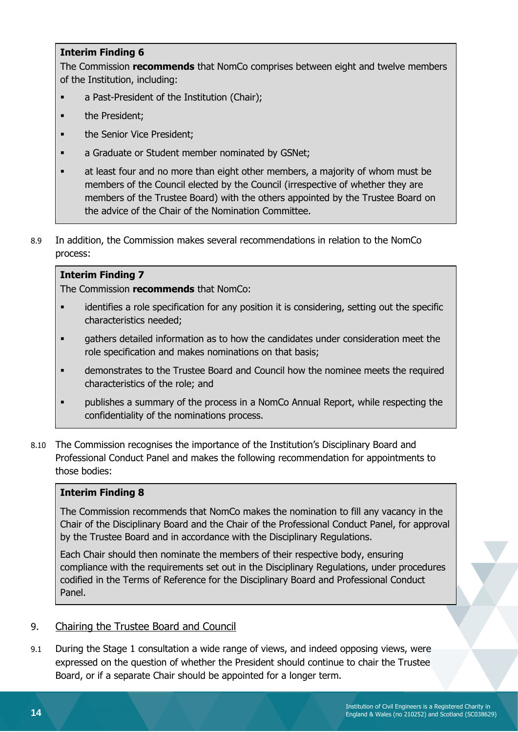**Interim Finding 6**

The Commission **recommends** that NomCo comprises between eight and twelve members of the Institution, including:

- a Past-President of the Institution (Chair);
- the President;
- the Senior Vice President;
- a Graduate or Student member nominated by GSNet;
- at least four and no more than eight other members, a majority of whom must be members of the Council elected by the Council (irrespective of whether they are members of the Trustee Board) with the others appointed by the Trustee Board on the advice of the Chair of the Nomination Committee.

8.9 In addition, the Commission makes several recommendations in relation to the NomCo process:

**Interim Finding 7**

The Commission **recommends** that NomCo:

- identifies a role specification for any position it is considering, setting out the specific characteristics needed;
- gathers detailed information as to how the candidates under consideration meet the role specification and makes nominations on that basis;
- demonstrates to the Trustee Board and Council how the nominee meets the required characteristics of the role; and
- publishes a summary of the process in a NomCo Annual Report, while respecting the confidentiality of the nominations process.

8.10 The Commission recognises the importance of the Institution's Disciplinary Board and Professional Conduct Panel and makes the following recommendation for appointments to those bodies:

**Interim Finding 8**

The Commission recommends that NomCo makes the nomination to fill any vacancy in the Chair of the Disciplinary Board and the Chair of the Professional Conduct Panel, for approval by the Trustee Board and in accordance with the Disciplinary Regulations.

Each Chair should then nominate the members of their respective body, ensuring compliance with the requirements set out in the Disciplinary Regulations, under procedures codified in the Terms of Reference for the Disciplinary Board and Professional Conduct Panel.

## 9. Chairing the Trustee Board and Council

9.1 During the Stage 1 consultation a wide range of views, and indeed opposing views, were expressed on the question of whether the President should continue to chair the Trustee Board, or if a separate Chair should be appointed for a longer term.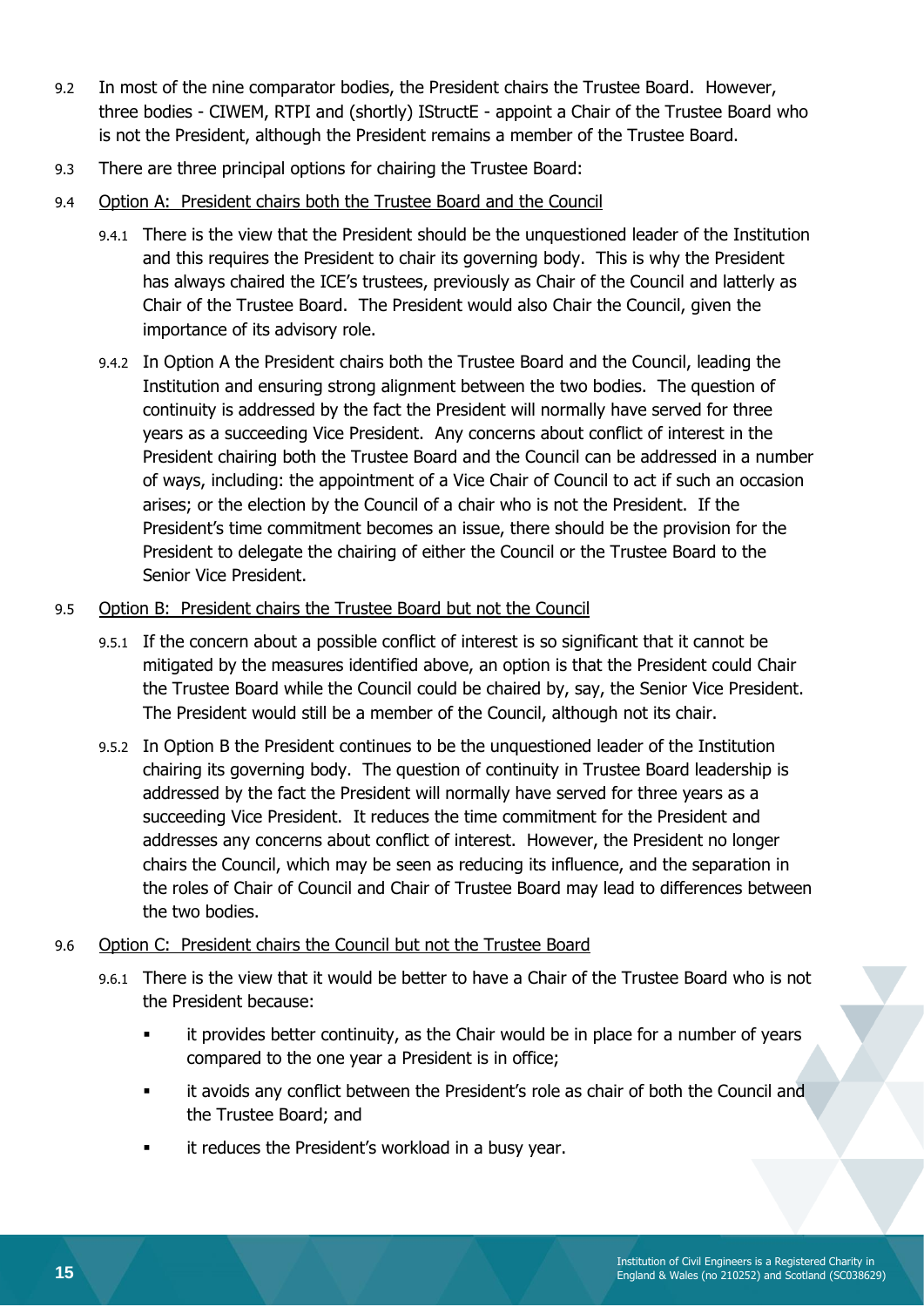9.2 In most of the nine comparator bodies, the President chairs the Trustee Board. However, three bodies - CIWEM, RTPI and (shortly) IStructE - appoint a Chair of the Trustee Board who is not the President, although the President remains a member of the Trustee Board.

9.3 There are three principal options for chairing the Trustee Board:

9.4 <u>Option A: President chairs both the Trustee Board and the Council</u>

9.4.1 There is the view that the President should be the unquestioned leader of the Institution and this requires the President to chair its governing body. This is why the President has always chaired the ICE's trustees, previously as Chair of the Council and latterly as Chair of the Trustee Board. The President would also Chair the Council, given the importance of its advisory role.

9.4.2 In Option A the President chairs both the Trustee Board and the Council, leading the Institution and ensuring strong alignment between the two bodies. The question of continuity is addressed by the fact the President will normally have served for three years as a succeeding Vice President. Any concerns about conflict of interest in the President chairing both the Trustee Board and the Council can be addressed in a number of ways, including: the appointment of a Vice Chair of Council to act if such an occasion arises; or the election by the Council of a chair who is not the President. If the President's time commitment becomes an issue, there should be the provision for the President to delegate the chairing of either the Council or the Trustee Board to the Senior Vice President.

9.5 <u>Option B: President chairs the Trustee Board but not the Council</u>

9.5.1 If the concern about a possible conflict of interest is so significant that it cannot be mitigated by the measures identified above, an option is that the President could Chair the Trustee Board while the Council could be chaired by, say, the Senior Vice President. The President would still be a member of the Council, although not its chair.

9.5.2 In Option B the President continues to be the unquestioned leader of the Institution chairing its governing body. The question of continuity in Trustee Board leadership is addressed by the fact the President will normally have served for three years as a succeeding Vice President. It reduces the time commitment for the President and addresses any concerns about conflict of interest. However, the President no longer chairs the Council, which may be seen as reducing its influence, and the separation in the roles of Chair of Council and Chair of Trustee Board may lead to differences between the two bodies.

9.6 <u>Option C: President chairs the Council but not the Trustee Board</u>

9.6.1 There is the view that it would be better to have a Chair of the Trustee Board who is not the President because:

- it provides better continuity, as the Chair would be in place for a number of years compared to the one year a President is in office;
- it avoids any conflict between the President's role as chair of both the Council and the Trustee Board; and
- it reduces the President's workload in a busy year.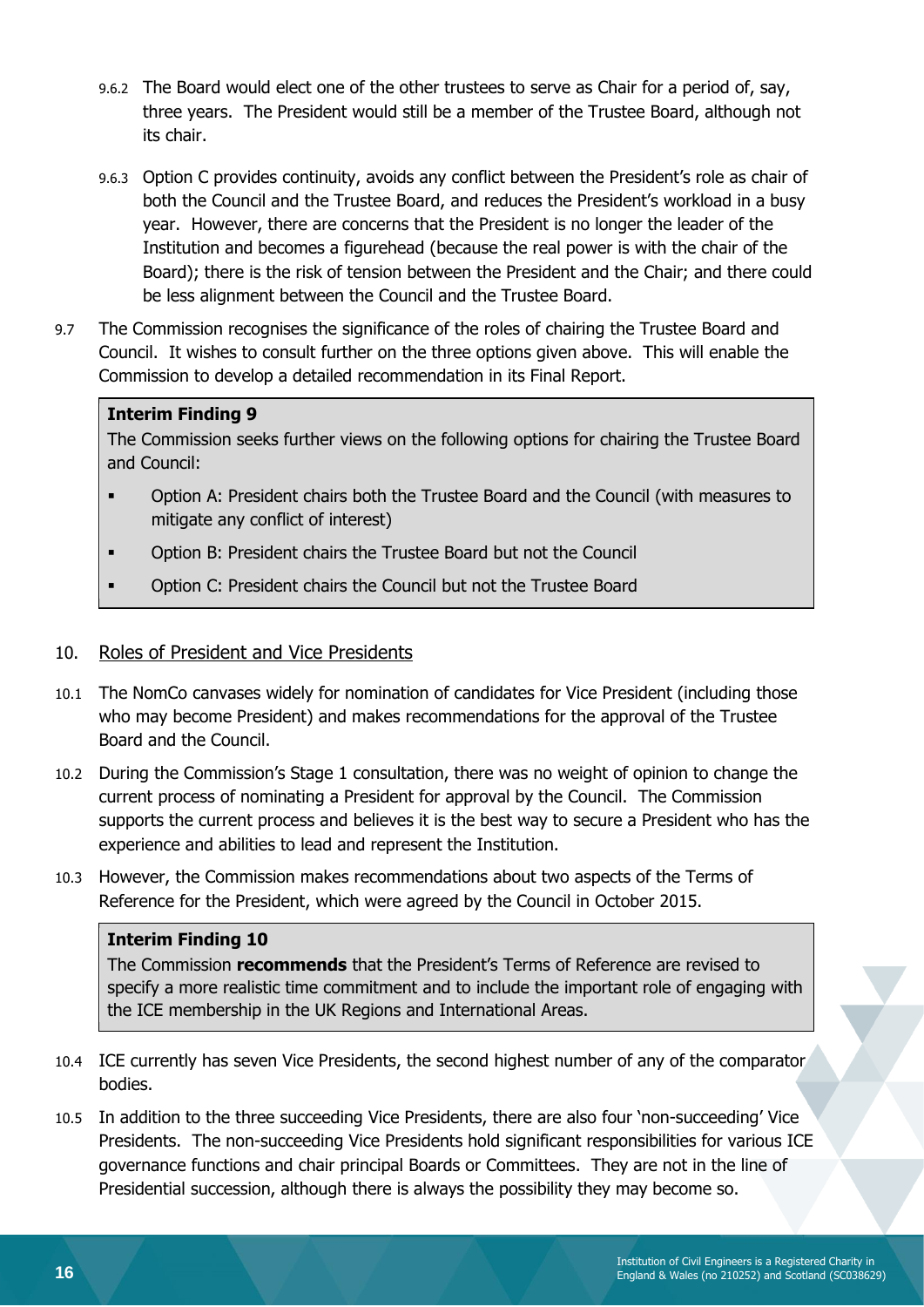9.6.2 The Board would elect one of the other trustees to serve as Chair for a period of, say, three years. The President would still be a member of the Trustee Board, although not its chair.

9.6.3 Option C provides continuity, avoids any conflict between the President's role as chair of both the Council and the Trustee Board, and reduces the President's workload in a busy year. However, there are concerns that the President is no longer the leader of the Institution and becomes a figurehead (because the real power is with the chair of the Board); there is the risk of tension between the President and the Chair; and there could be less alignment between the Council and the Trustee Board.

9.7 The Commission recognises the significance of the roles of chairing the Trustee Board and Council. It wishes to consult further on the three options given above. This will enable the Commission to develop a detailed recommendation in its Final Report.

> **Interim Finding 9**
>
> The Commission seeks further views on the following options for chairing the Trustee Board and Council:
>
> - Option A: President chairs both the Trustee Board and the Council (with measures to mitigate any conflict of interest)
> - Option B: President chairs the Trustee Board but not the Council
> - Option C: President chairs the Council but not the Trustee Board

## 10. Roles of President and Vice Presidents

10.1 The NomCo canvases widely for nomination of candidates for Vice President (including those who may become President) and makes recommendations for the approval of the Trustee Board and the Council.

10.2 During the Commission's Stage 1 consultation, there was no weight of opinion to change the current process of nominating a President for approval by the Council. The Commission supports the current process and believes it is the best way to secure a President who has the experience and abilities to lead and represent the Institution.

10.3 However, the Commission makes recommendations about two aspects of the Terms of Reference for the President, which were agreed by the Council in October 2015.

> **Interim Finding 10**
>
> The Commission **recommends** that the President's Terms of Reference are revised to specify a more realistic time commitment and to include the important role of engaging with the ICE membership in the UK Regions and International Areas.

10.4 ICE currently has seven Vice Presidents, the second highest number of any of the comparator bodies.

10.5 In addition to the three succeeding Vice Presidents, there are also four 'non-succeeding' Vice Presidents. The non-succeeding Vice Presidents hold significant responsibilities for various ICE governance functions and chair principal Boards or Committees. They are not in the line of Presidential succession, although there is always the possibility they may become so.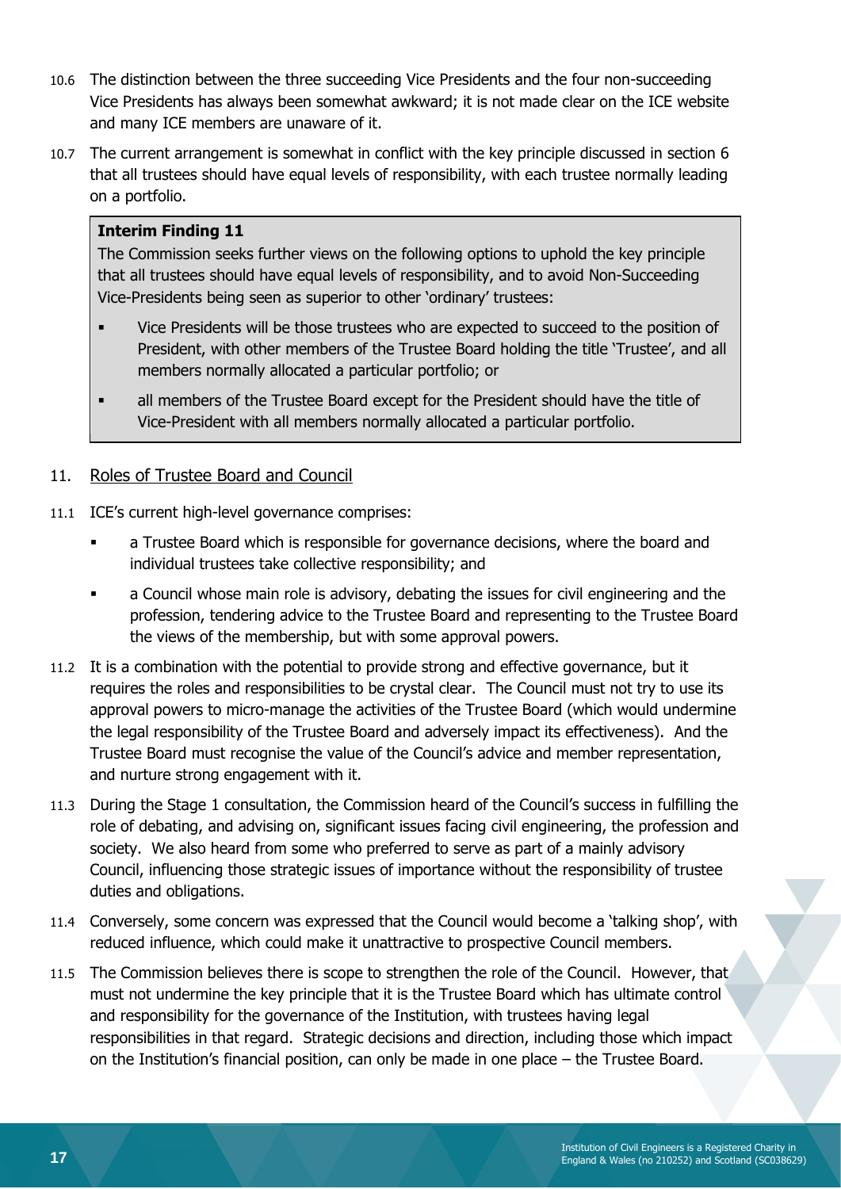10.6 The distinction between the three succeeding Vice Presidents and the four non-succeeding Vice Presidents has always been somewhat awkward; it is not made clear on the ICE website and many ICE members are unaware of it.

10.7 The current arrangement is somewhat in conflict with the key principle discussed in section 6 that all trustees should have equal levels of responsibility, with each trustee normally leading on a portfolio.

> **Interim Finding 11**
>
> The Commission seeks further views on the following options to uphold the key principle that all trustees should have equal levels of responsibility, and to avoid Non-Succeeding Vice-Presidents being seen as superior to other 'ordinary' trustees:
>
> - Vice Presidents will be those trustees who are expected to succeed to the position of President, with other members of the Trustee Board holding the title 'Trustee', and all members normally allocated a particular portfolio; or
> - all members of the Trustee Board except for the President should have the title of Vice-President with all members normally allocated a particular portfolio.

## 11. Roles of Trustee Board and Council

11.1 ICE's current high-level governance comprises:

- a Trustee Board which is responsible for governance decisions, where the board and individual trustees take collective responsibility; and
- a Council whose main role is advisory, debating the issues for civil engineering and the profession, tendering advice to the Trustee Board and representing to the Trustee Board the views of the membership, but with some approval powers.

11.2 It is a combination with the potential to provide strong and effective governance, but it requires the roles and responsibilities to be crystal clear. The Council must not try to use its approval powers to micro-manage the activities of the Trustee Board (which would undermine the legal responsibility of the Trustee Board and adversely impact its effectiveness). And the Trustee Board must recognise the value of the Council's advice and member representation, and nurture strong engagement with it.

11.3 During the Stage 1 consultation, the Commission heard of the Council's success in fulfilling the role of debating, and advising on, significant issues facing civil engineering, the profession and society. We also heard from some who preferred to serve as part of a mainly advisory Council, influencing those strategic issues of importance without the responsibility of trustee duties and obligations.

11.4 Conversely, some concern was expressed that the Council would become a 'talking shop', with reduced influence, which could make it unattractive to prospective Council members.

11.5 The Commission believes there is scope to strengthen the role of the Council. However, that must not undermine the key principle that it is the Trustee Board which has ultimate control and responsibility for the governance of the Institution, with trustees having legal responsibilities in that regard. Strategic decisions and direction, including those which impact on the Institution's financial position, can only be made in one place – the Trustee Board.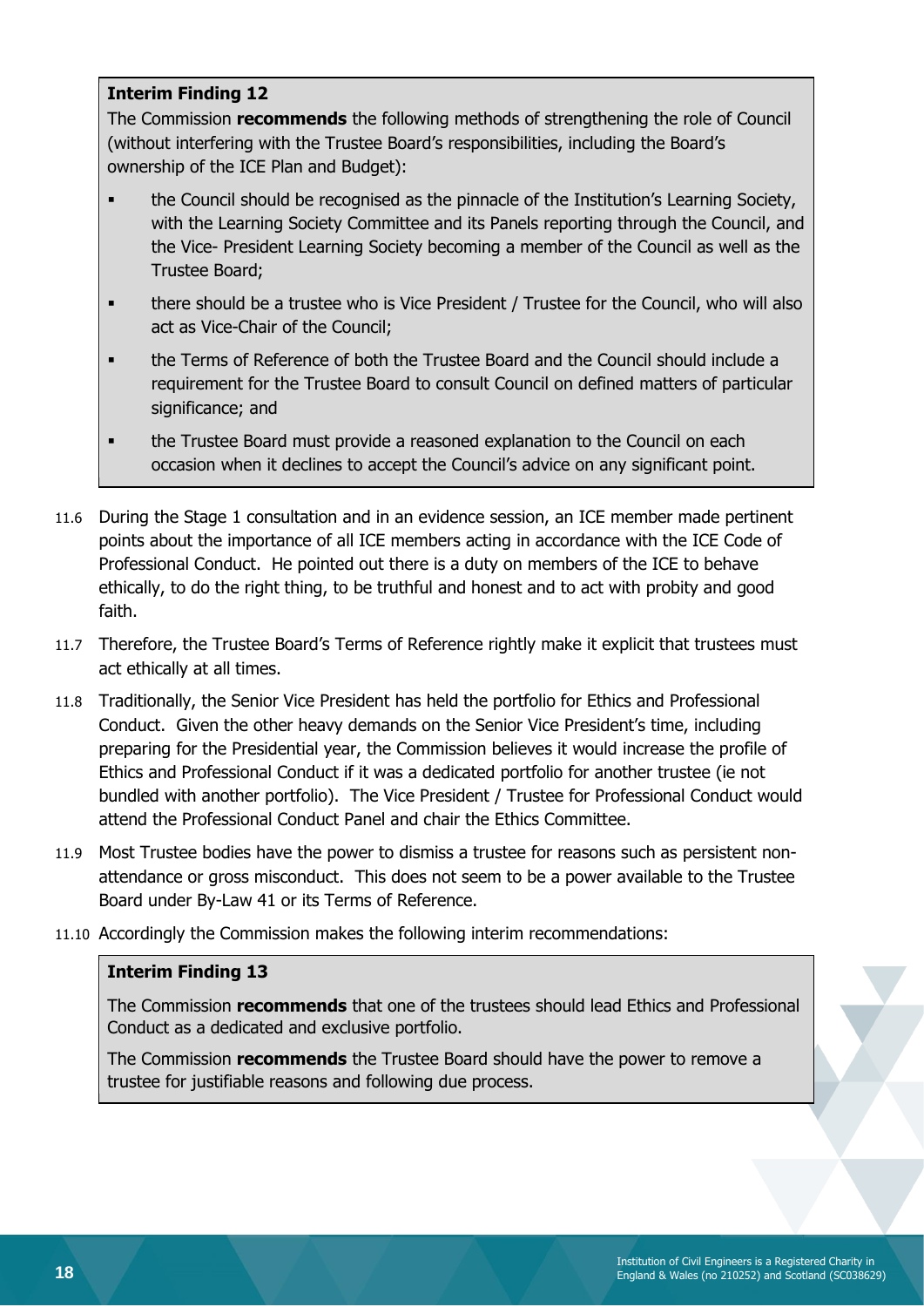**Interim Finding 12**

The Commission **recommends** the following methods of strengthening the role of Council (without interfering with the Trustee Board's responsibilities, including the Board's ownership of the ICE Plan and Budget):

- the Council should be recognised as the pinnacle of the Institution's Learning Society, with the Learning Society Committee and its Panels reporting through the Council, and the Vice- President Learning Society becoming a member of the Council as well as the Trustee Board;
- there should be a trustee who is Vice President / Trustee for the Council, who will also act as Vice-Chair of the Council;
- the Terms of Reference of both the Trustee Board and the Council should include a requirement for the Trustee Board to consult Council on defined matters of particular significance; and
- the Trustee Board must provide a reasoned explanation to the Council on each occasion when it declines to accept the Council's advice on any significant point.

11.6 During the Stage 1 consultation and in an evidence session, an ICE member made pertinent points about the importance of all ICE members acting in accordance with the ICE Code of Professional Conduct. He pointed out there is a duty on members of the ICE to behave ethically, to do the right thing, to be truthful and honest and to act with probity and good faith.

11.7 Therefore, the Trustee Board's Terms of Reference rightly make it explicit that trustees must act ethically at all times.

11.8 Traditionally, the Senior Vice President has held the portfolio for Ethics and Professional Conduct. Given the other heavy demands on the Senior Vice President's time, including preparing for the Presidential year, the Commission believes it would increase the profile of Ethics and Professional Conduct if it was a dedicated portfolio for another trustee (ie not bundled with another portfolio). The Vice President / Trustee for Professional Conduct would attend the Professional Conduct Panel and chair the Ethics Committee.

11.9 Most Trustee bodies have the power to dismiss a trustee for reasons such as persistent non-attendance or gross misconduct. This does not seem to be a power available to the Trustee Board under By-Law 41 or its Terms of Reference.

11.10 Accordingly the Commission makes the following interim recommendations:

**Interim Finding 13**

The Commission **recommends** that one of the trustees should lead Ethics and Professional Conduct as a dedicated and exclusive portfolio.

The Commission **recommends** the Trustee Board should have the power to remove a trustee for justifiable reasons and following due process.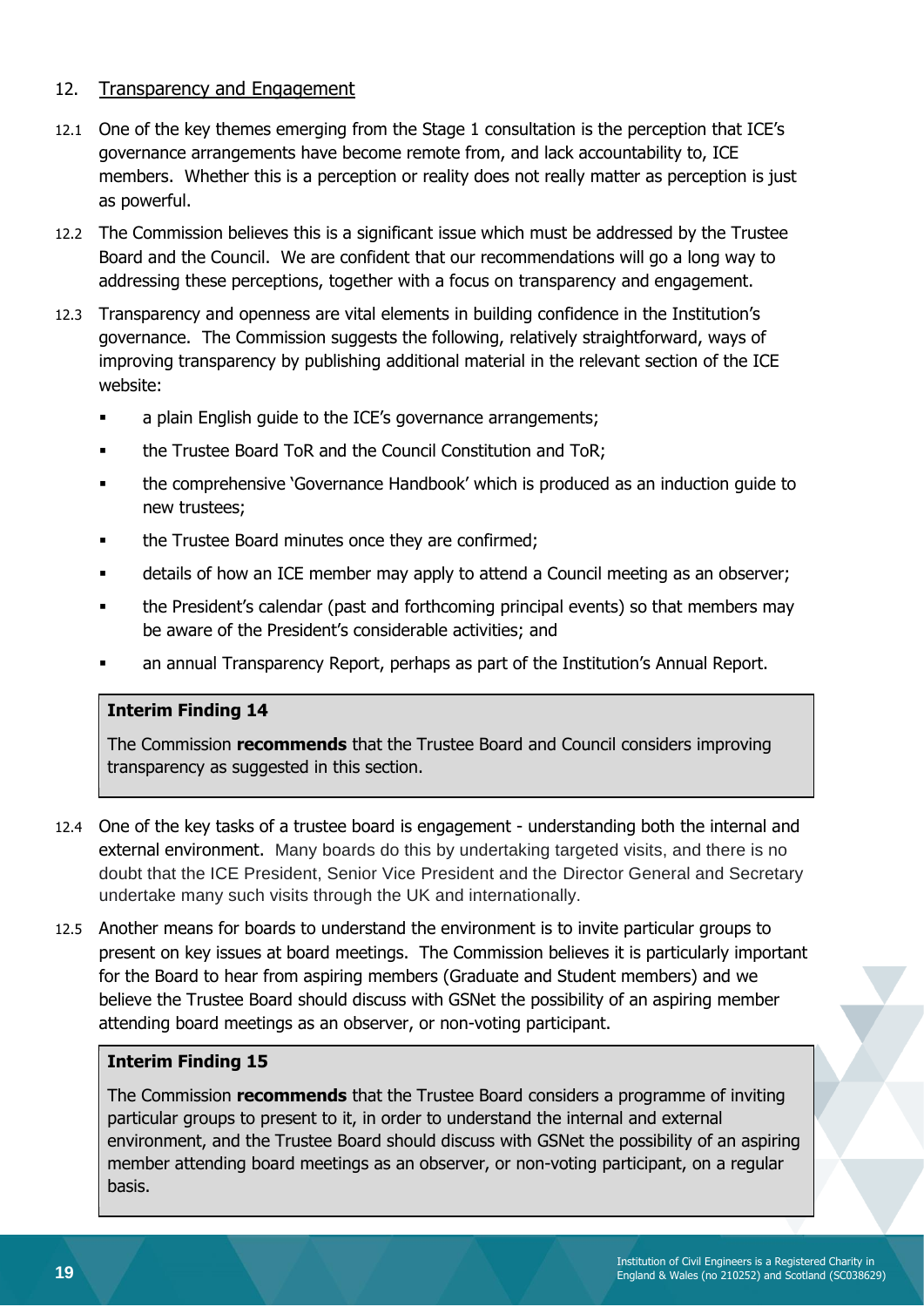## 12. Transparency and Engagement

12.1 One of the key themes emerging from the Stage 1 consultation is the perception that ICE's governance arrangements have become remote from, and lack accountability to, ICE members. Whether this is a perception or reality does not really matter as perception is just as powerful.

12.2 The Commission believes this is a significant issue which must be addressed by the Trustee Board and the Council. We are confident that our recommendations will go a long way to addressing these perceptions, together with a focus on transparency and engagement.

12.3 Transparency and openness are vital elements in building confidence in the Institution's governance. The Commission suggests the following, relatively straightforward, ways of improving transparency by publishing additional material in the relevant section of the ICE website:

- a plain English guide to the ICE's governance arrangements;
- the Trustee Board ToR and the Council Constitution and ToR;
- the comprehensive 'Governance Handbook' which is produced as an induction guide to new trustees;
- the Trustee Board minutes once they are confirmed;
- details of how an ICE member may apply to attend a Council meeting as an observer;
- the President's calendar (past and forthcoming principal events) so that members may be aware of the President's considerable activities; and
- an annual Transparency Report, perhaps as part of the Institution's Annual Report.

> **Interim Finding 14**
>
> The Commission **recommends** that the Trustee Board and Council considers improving transparency as suggested in this section.

12.4 One of the key tasks of a trustee board is engagement - understanding both the internal and external environment. Many boards do this by undertaking targeted visits, and there is no doubt that the ICE President, Senior Vice President and the Director General and Secretary undertake many such visits through the UK and internationally.

12.5 Another means for boards to understand the environment is to invite particular groups to present on key issues at board meetings. The Commission believes it is particularly important for the Board to hear from aspiring members (Graduate and Student members) and we believe the Trustee Board should discuss with GSNet the possibility of an aspiring member attending board meetings as an observer, or non-voting participant.

> **Interim Finding 15**
>
> The Commission **recommends** that the Trustee Board considers a programme of inviting particular groups to present to it, in order to understand the internal and external environment, and the Trustee Board should discuss with GSNet the possibility of an aspiring member attending board meetings as an observer, or non-voting participant, on a regular basis.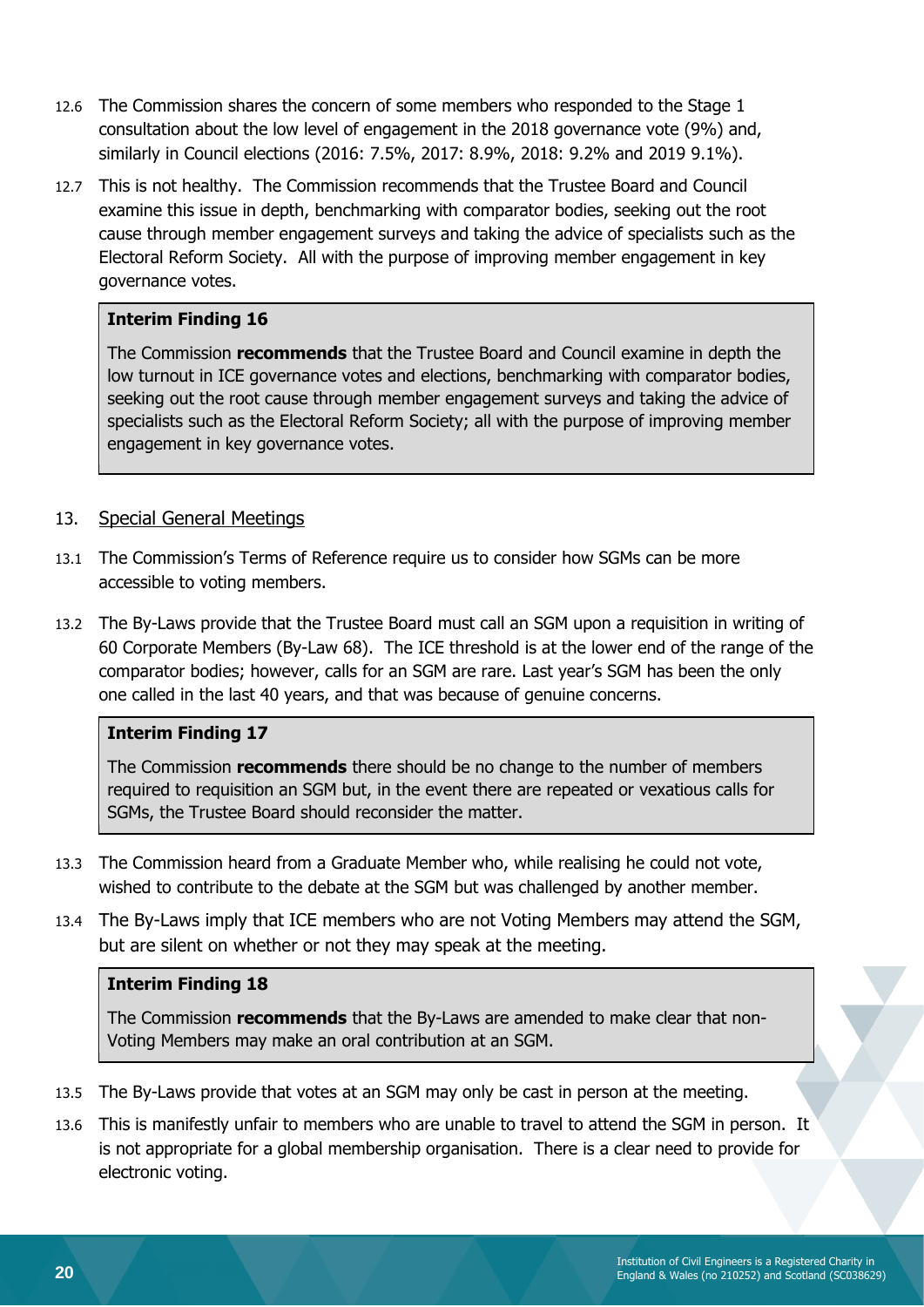12.6 The Commission shares the concern of some members who responded to the Stage 1 consultation about the low level of engagement in the 2018 governance vote (9%) and, similarly in Council elections (2016: 7.5%, 2017: 8.9%, 2018: 9.2% and 2019 9.1%).

12.7 This is not healthy. The Commission recommends that the Trustee Board and Council examine this issue in depth, benchmarking with comparator bodies, seeking out the root cause through member engagement surveys and taking the advice of specialists such as the Electoral Reform Society. All with the purpose of improving member engagement in key governance votes.

> **Interim Finding 16**
>
> The Commission **recommends** that the Trustee Board and Council examine in depth the low turnout in ICE governance votes and elections, benchmarking with comparator bodies, seeking out the root cause through member engagement surveys and taking the advice of specialists such as the Electoral Reform Society; all with the purpose of improving member engagement in key governance votes.

## 13. Special General Meetings

13.1 The Commission's Terms of Reference require us to consider how SGMs can be more accessible to voting members.

13.2 The By-Laws provide that the Trustee Board must call an SGM upon a requisition in writing of 60 Corporate Members (By-Law 68). The ICE threshold is at the lower end of the range of the comparator bodies; however, calls for an SGM are rare. Last year's SGM has been the only one called in the last 40 years, and that was because of genuine concerns.

> **Interim Finding 17**
>
> The Commission **recommends** there should be no change to the number of members required to requisition an SGM but, in the event there are repeated or vexatious calls for SGMs, the Trustee Board should reconsider the matter.

13.3 The Commission heard from a Graduate Member who, while realising he could not vote, wished to contribute to the debate at the SGM but was challenged by another member.

13.4 The By-Laws imply that ICE members who are not Voting Members may attend the SGM, but are silent on whether or not they may speak at the meeting.

> **Interim Finding 18**
>
> The Commission **recommends** that the By-Laws are amended to make clear that non-Voting Members may make an oral contribution at an SGM.

13.5 The By-Laws provide that votes at an SGM may only be cast in person at the meeting.

13.6 This is manifestly unfair to members who are unable to travel to attend the SGM in person. It is not appropriate for a global membership organisation. There is a clear need to provide for electronic voting.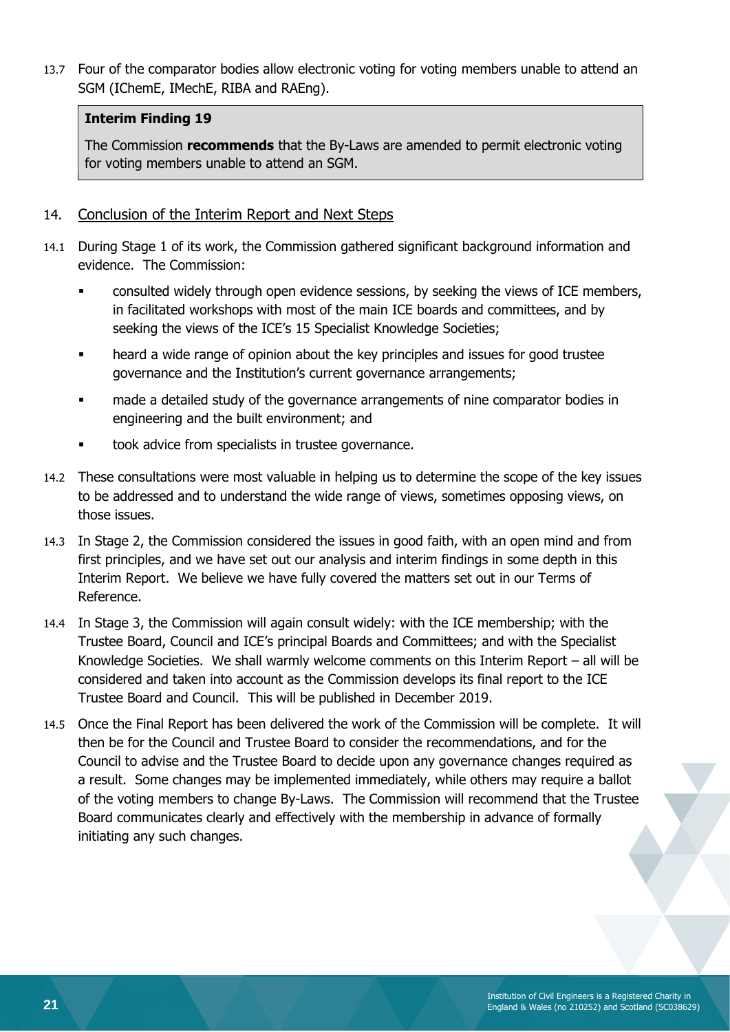13.7 Four of the comparator bodies allow electronic voting for voting members unable to attend an SGM (IChemE, IMechE, RIBA and RAEng).

> **Interim Finding 19**
>
> The Commission **recommends** that the By-Laws are amended to permit electronic voting for voting members unable to attend an SGM.

## 14. Conclusion of the Interim Report and Next Steps

14.1 During Stage 1 of its work, the Commission gathered significant background information and evidence. The Commission:

- consulted widely through open evidence sessions, by seeking the views of ICE members, in facilitated workshops with most of the main ICE boards and committees, and by seeking the views of the ICE's 15 Specialist Knowledge Societies;
- heard a wide range of opinion about the key principles and issues for good trustee governance and the Institution's current governance arrangements;
- made a detailed study of the governance arrangements of nine comparator bodies in engineering and the built environment; and
- took advice from specialists in trustee governance.

14.2 These consultations were most valuable in helping us to determine the scope of the key issues to be addressed and to understand the wide range of views, sometimes opposing views, on those issues.

14.3 In Stage 2, the Commission considered the issues in good faith, with an open mind and from first principles, and we have set out our analysis and interim findings in some depth in this Interim Report. We believe we have fully covered the matters set out in our Terms of Reference.

14.4 In Stage 3, the Commission will again consult widely: with the ICE membership; with the Trustee Board, Council and ICE's principal Boards and Committees; and with the Specialist Knowledge Societies. We shall warmly welcome comments on this Interim Report – all will be considered and taken into account as the Commission develops its final report to the ICE Trustee Board and Council. This will be published in December 2019.

14.5 Once the Final Report has been delivered the work of the Commission will be complete. It will then be for the Council and Trustee Board to consider the recommendations, and for the Council to advise and the Trustee Board to decide upon any governance changes required as a result. Some changes may be implemented immediately, while others may require a ballot of the voting members to change By-Laws. The Commission will recommend that the Trustee Board communicates clearly and effectively with the membership in advance of formally initiating any such changes.